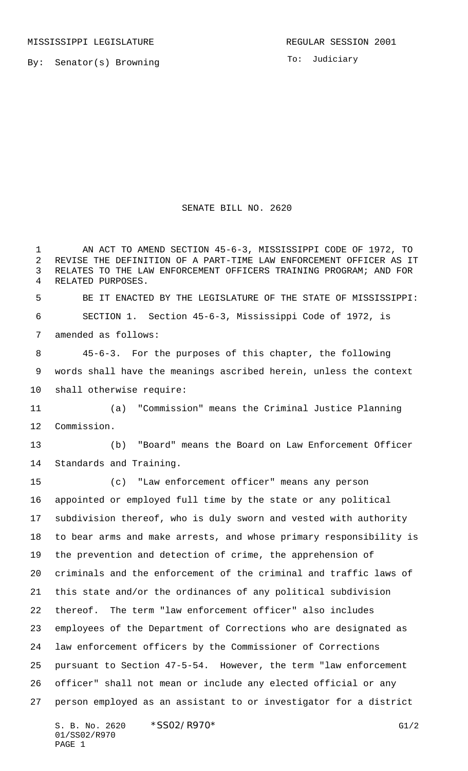MISSISSIPPI LEGISLATURE REGULAR SESSION 2001

By: Senator(s) Browning

To: Judiciary

# SENATE BILL NO. 2620

AN ACT TO AMEND SECTION 45-6-3, MISSISSIPPI CODE OF 1972, TO REVISE THE DEFINITION OF A PART-TIME LAW ENFORCEMENT OFFICER AS IT RELATES TO THE LAW ENFORCEMENT OFFICERS TRAINING PROGRAM; AND FOR RELATED PURPOSES.

BE IT ENACTED BY THE LEGISLATURE OF THE STATE OF MISSISSIPPI:

SECTION 1. Section 45-6-3, Mississippi Code of 1972, is amended as follows:

45-6-3. For the purposes of this chapter, the following words shall have the meanings ascribed herein, unless the context shall otherwise require:

(a) "Commission" means the Criminal Justice Planning Commission.

(b) "Board" means the Board on Law Enforcement Officer Standards and Training.

(c) "Law enforcement officer" means any person appointed or employed full time by the state or any political subdivision thereof, who is duly sworn and vested with authority to bear arms and make arrests, and whose primary responsibility is the prevention and detection of crime, the apprehension of criminals and the enforcement of the criminal and traffic laws of this state and/or the ordinances of any political subdivision thereof. The term "law enforcement officer" also includes employees of the Department of Corrections who are designated as law enforcement officers by the Commissioner of Corrections pursuant to Section 47-5-54. However, the term "law enforcement officer" shall not mean or include any elected official or any person employed as an assistant to or investigator for a district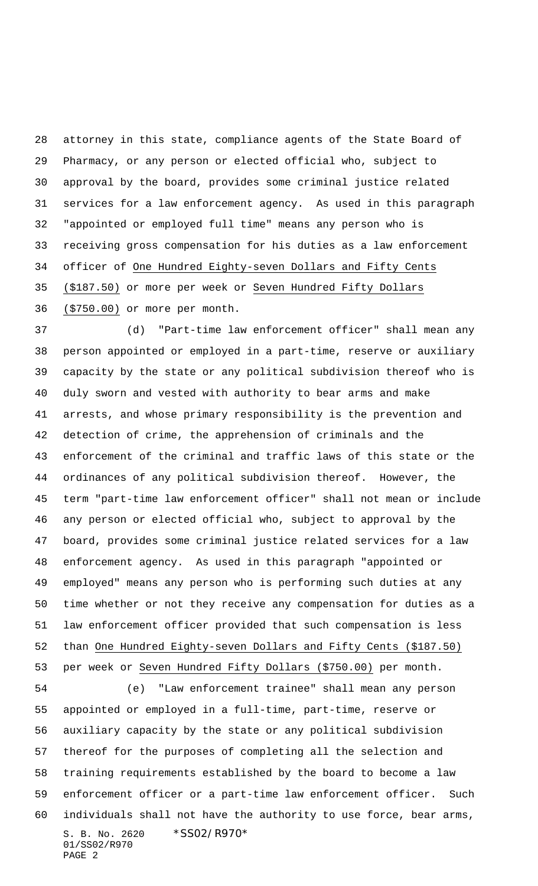attorney in this state, compliance agents of the State Board of Pharmacy, or any person or elected official who, subject to approval by the board, provides some criminal justice related services for a law enforcement agency. As used in this paragraph "appointed or employed full time" means any person who is receiving gross compensation for his duties as a law enforcement officer of One Hundred Eighty-seven Dollars and Fifty Cents ($187.50) or more per week or Seven Hundred Fifty Dollars ($750.00) or more per month.

(d) "Part-time law enforcement officer" shall mean any person appointed or employed in a part-time, reserve or auxiliary capacity by the state or any political subdivision thereof who is duly sworn and vested with authority to bear arms and make arrests, and whose primary responsibility is the prevention and detection of crime, the apprehension of criminals and the enforcement of the criminal and traffic laws of this state or the ordinances of any political subdivision thereof. However, the term "part-time law enforcement officer" shall not mean or include any person or elected official who, subject to approval by the board, provides some criminal justice related services for a law enforcement agency. As used in this paragraph "appointed or employed" means any person who is performing such duties at any time whether or not they receive any compensation for duties as a law enforcement officer provided that such compensation is less than One Hundred Eighty-seven Dollars and Fifty Cents ($187.50) per week or Seven Hundred Fifty Dollars ($750.00) per month.

(e) "Law enforcement trainee" shall mean any person appointed or employed in a full-time, part-time, reserve or auxiliary capacity by the state or any political subdivision thereof for the purposes of completing all the selection and training requirements established by the board to become a law enforcement officer or a part-time law enforcement officer. Such individuals shall not have the authority to use force, bear arms,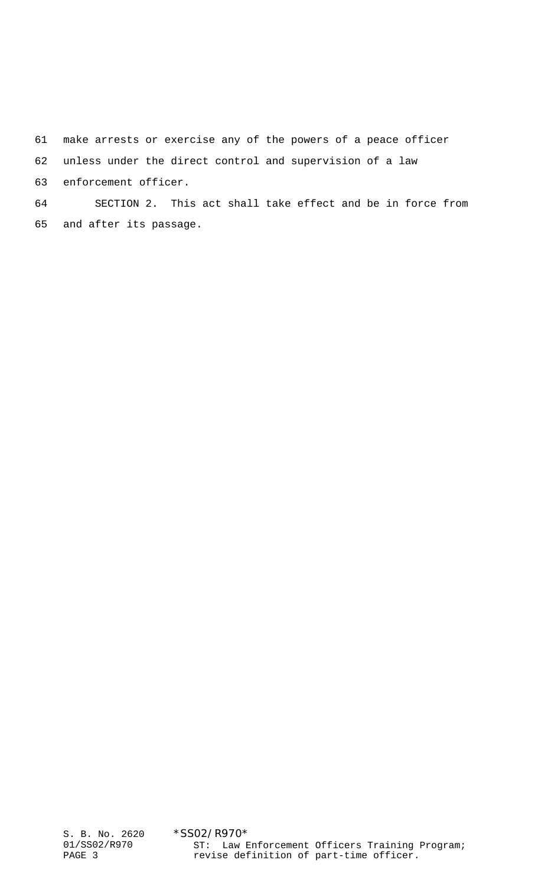make arrests or exercise any of the powers of a peace officer unless under the direct control and supervision of a law enforcement officer.

SECTION 2. This act shall take effect and be in force from and after its passage.